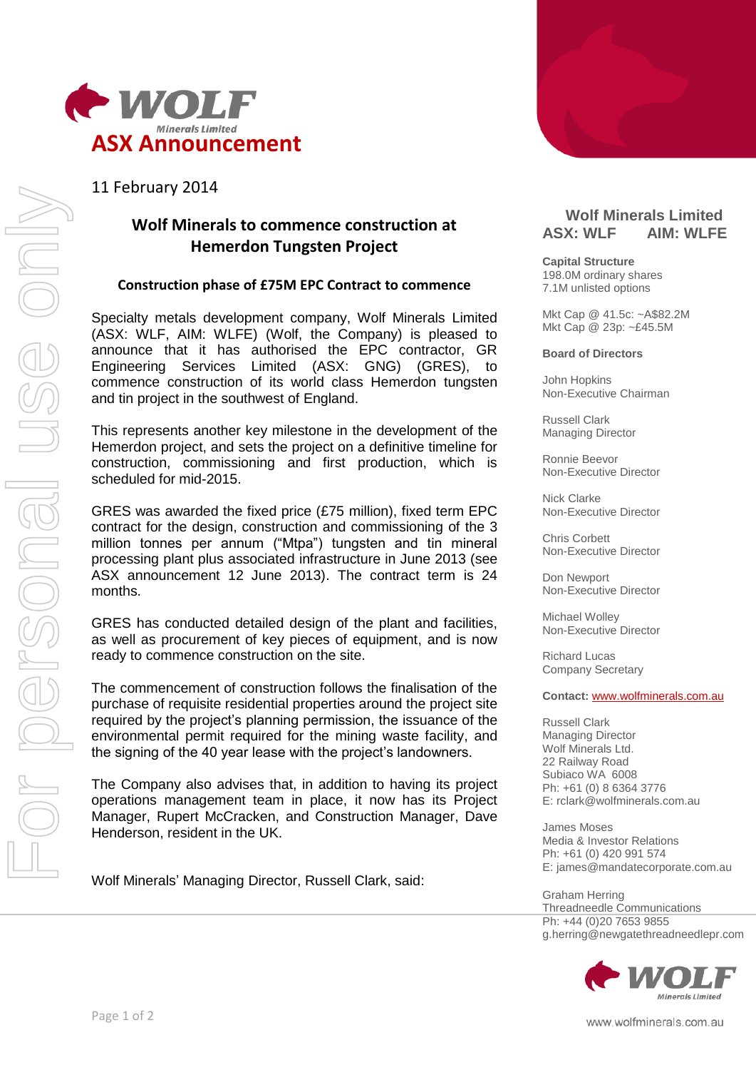# ASX Announcement

11 February 2014

## Wolf Minerals to commence construction at Hemerdon Tungsten Project

### Construction phase of £75M EPC Contract to commence

Specialty metals development company, Wolf Minerals Limited (ASX: WLF, AIM: WLFE) (Wolf, the Company) is pleased to announce that it has authorised the EPC contractor, GR Engineering Services Limited (ASX: GNG) (GRES), to commence construction of its world class Hemerdon tungsten and tin project in the southwest of England.

This represents another key milestone in the development of the Hemerdon project, and sets the project on a definitive timeline for construction, commissioning and first production, which is scheduled for mid-2015.

GRES was awarded the fixed price (£75 million), fixed term EPC contract for the design, construction and commissioning of the 3 million tonnes per annum ("Mtpa") tungsten and tin mineral processing plant plus associated infrastructure in June 2013 (see ASX announcement 12 June 2013). The contract term is 24 months.

GRES has conducted detailed design of the plant and facilities, as well as procurement of key pieces of equipment, and is now ready to commence construction on the site.

The commencement of construction follows the finalisation of the purchase of requisite residential properties around the project site required by the project's planning permission, the issuance of the environmental permit required for the mining waste facility, and the signing of the 40 year lease with the project's landowners.

The Company also advises that, in addition to having its project operations management team in place, it now has its Project Manager, Rupert McCracken, and Construction Manager, Dave Henderson, resident in the UK.

Wolf Minerals' Managing Director, Russell Clark, said:

---

**Wolf Minerals Limited**
**ASX: WLF AIM: WLFE**

**Capital Structure**
198.0M ordinary shares
7.1M unlisted options

Mkt Cap @ 41.5c: ~A$82.2M
Mkt Cap @ 23p: ~£45.5M

**Board of Directors**

John Hopkins
Non-Executive Chairman

Russell Clark
Managing Director

Ronnie Beevor
Non-Executive Director

Nick Clarke
Non-Executive Director

Chris Corbett
Non-Executive Director

Don Newport
Non-Executive Director

Michael Wolley
Non-Executive Director

Richard Lucas
Company Secretary

**Contact:** www.wolfminerals.com.au

Russell Clark
Managing Director
Wolf Minerals Ltd.
22 Railway Road
Subiaco WA 6008
Ph: +61 (0) 8 6364 3776
E: rclark@wolfminerals.com.au

James Moses
Media & Investor Relations
Ph: +61 (0) 420 991 574
E: james@mandatecorporate.com.au

Graham Herring
Threadneedle Communications
Ph: +44 (0)20 7653 9855
g.herring@newgatethreadneedlepr.com

www.wolfminerals.com.au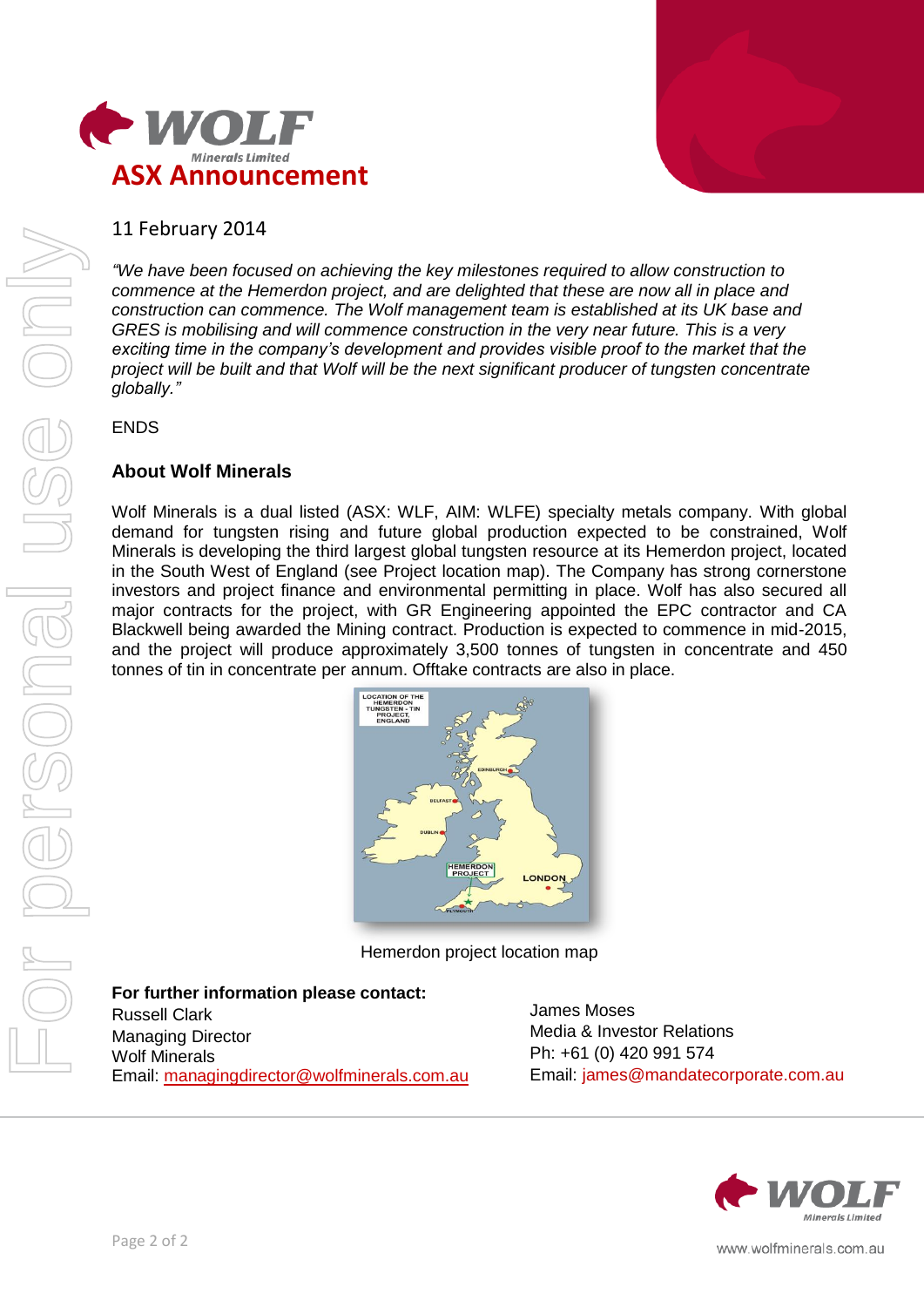# ASX Announcement

11 February 2014

*"We have been focused on achieving the key milestones required to allow construction to commence at the Hemerdon project, and are delighted that these are now all in place and construction can commence. The Wolf management team is established at its UK base and GRES is mobilising and will commence construction in the very near future. This is a very exciting time in the company's development and provides visible proof to the market that the project will be built and that Wolf will be the next significant producer of tungsten concentrate globally."*

ENDS

## About Wolf Minerals

Wolf Minerals is a dual listed (ASX: WLF, AIM: WLFE) specialty metals company. With global demand for tungsten rising and future global production expected to be constrained, Wolf Minerals is developing the third largest global tungsten resource at its Hemerdon project, located in the South West of England (see Project location map). The Company has strong cornerstone investors and project finance and environmental permitting in place. Wolf has also secured all major contracts for the project, with GR Engineering appointed the EPC contractor and CA Blackwell being awarded the Mining contract. Production is expected to commence in mid-2015, and the project will produce approximately 3,500 tonnes of tungsten in concentrate and 450 tonnes of tin in concentrate per annum. Offtake contracts are also in place.

LOCATION OF THE HEMERDON TUNGSTEN - TIN PROJECT, ENGLAND

EDINBURGH

BELFAST

DUBLIN

HEMERDON PROJECT

LONDON

PLYMOUTH

Hemerdon project location map

**For further information please contact:**

Russell Clark
Managing Director
Wolf Minerals
Email: managingdirector@wolfminerals.com.au

James Moses
Media & Investor Relations
Ph: +61 (0) 420 991 574
Email: james@mandatecorporate.com.au